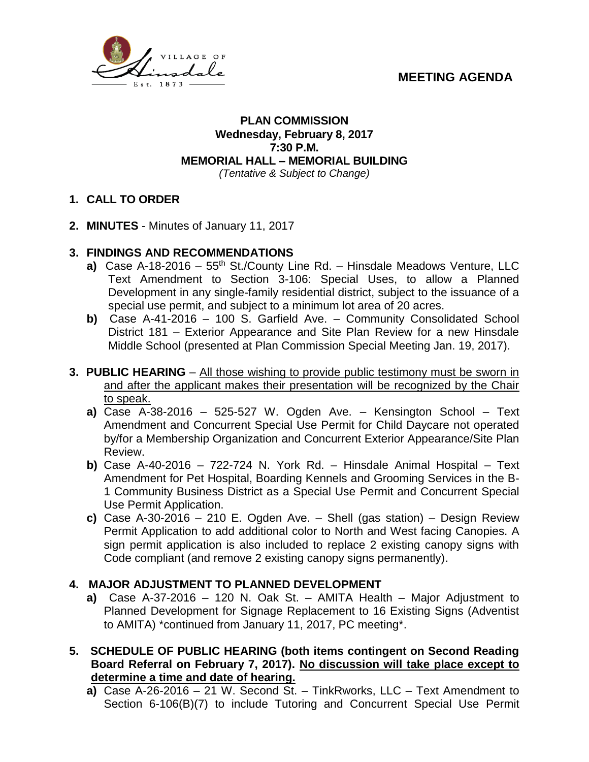VILLAGE OF Hinsdale Est. 1873

# MEETING AGENDA

**PLAN COMMISSION**
**Wednesday, February 8, 2017**
**7:30 P.M.**
**MEMORIAL HALL – MEMORIAL BUILDING**
*(Tentative & Subject to Change)*

**1. CALL TO ORDER**

**2. MINUTES** - Minutes of January 11, 2017

**3. FINDINGS AND RECOMMENDATIONS**

- **a)** Case A-18-2016 – 55th St./County Line Rd. – Hinsdale Meadows Venture, LLC Text Amendment to Section 3-106: Special Uses, to allow a Planned Development in any single-family residential district, subject to the issuance of a special use permit, and subject to a minimum lot area of 20 acres.
- **b)** Case A-41-2016 – 100 S. Garfield Ave. – Community Consolidated School District 181 – Exterior Appearance and Site Plan Review for a new Hinsdale Middle School (presented at Plan Commission Special Meeting Jan. 19, 2017).

**3. PUBLIC HEARING** – <u>All those wishing to provide public testimony must be sworn in and after the applicant makes their presentation will be recognized by the Chair to speak.</u>

- **a)** Case A-38-2016 – 525-527 W. Ogden Ave. – Kensington School – Text Amendment and Concurrent Special Use Permit for Child Daycare not operated by/for a Membership Organization and Concurrent Exterior Appearance/Site Plan Review.
- **b)** Case A-40-2016 – 722-724 N. York Rd. – Hinsdale Animal Hospital – Text Amendment for Pet Hospital, Boarding Kennels and Grooming Services in the B-1 Community Business District as a Special Use Permit and Concurrent Special Use Permit Application.
- **c)** Case A-30-2016 – 210 E. Ogden Ave. – Shell (gas station) – Design Review Permit Application to add additional color to North and West facing Canopies. A sign permit application is also included to replace 2 existing canopy signs with Code compliant (and remove 2 existing canopy signs permanently).

**4. MAJOR ADJUSTMENT TO PLANNED DEVELOPMENT**

- **a)** Case A-37-2016 – 120 N. Oak St. – AMITA Health – Major Adjustment to Planned Development for Signage Replacement to 16 Existing Signs (Adventist to AMITA) *continued from January 11, 2017, PC meeting*.

**5. SCHEDULE OF PUBLIC HEARING (both items contingent on Second Reading Board Referral on February 7, 2017). <u>No discussion will take place except to determine a time and date of hearing.</u>**

- **a)** Case A-26-2016 – 21 W. Second St. – TinkRworks, LLC – Text Amendment to Section 6-106(B)(7) to include Tutoring and Concurrent Special Use Permit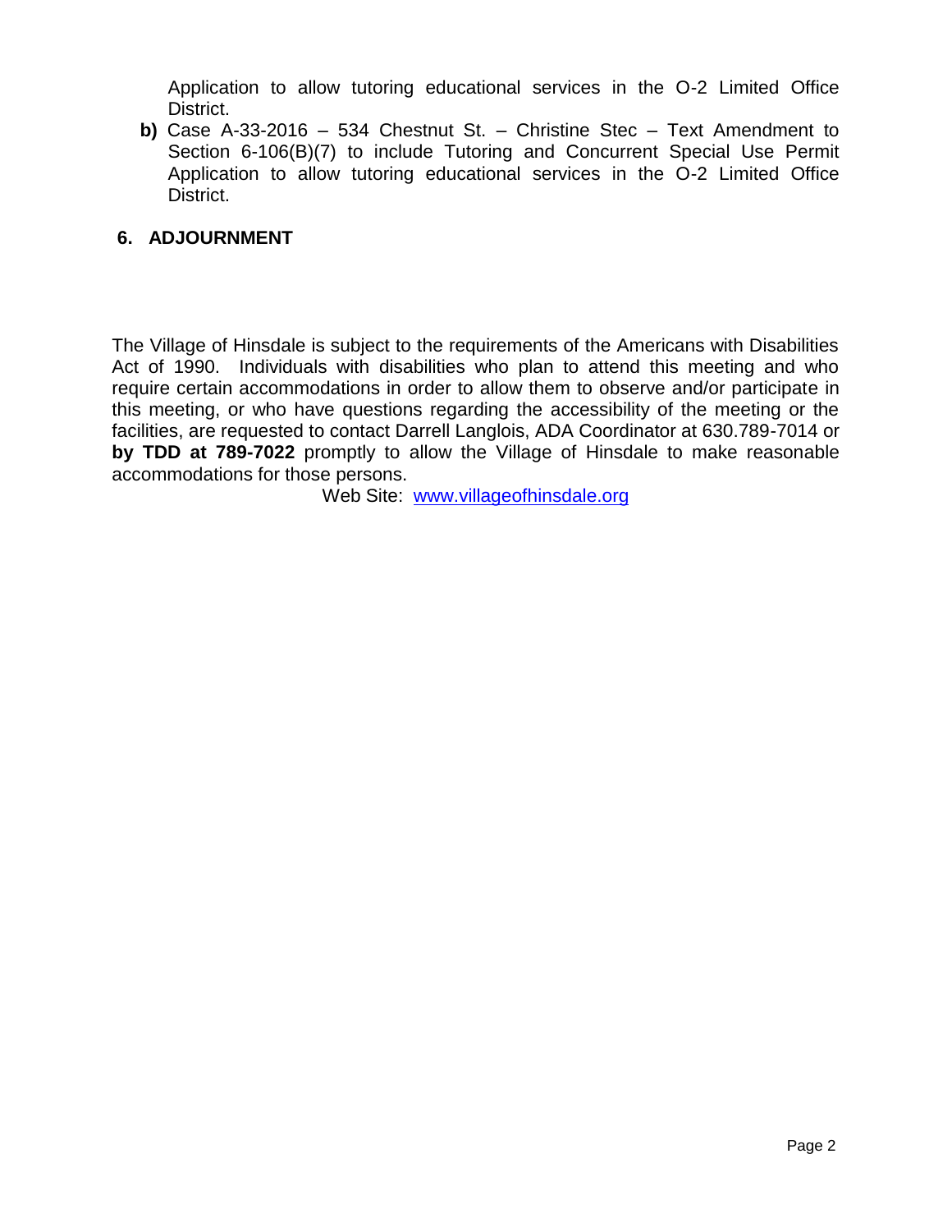Application to allow tutoring educational services in the O-2 Limited Office District.

**b)** Case A-33-2016 – 534 Chestnut St. – Christine Stec – Text Amendment to Section 6-106(B)(7) to include Tutoring and Concurrent Special Use Permit Application to allow tutoring educational services in the O-2 Limited Office District.

**6. ADJOURNMENT**

The Village of Hinsdale is subject to the requirements of the Americans with Disabilities Act of 1990. Individuals with disabilities who plan to attend this meeting and who require certain accommodations in order to allow them to observe and/or participate in this meeting, or who have questions regarding the accessibility of the meeting or the facilities, are requested to contact Darrell Langlois, ADA Coordinator at 630.789-7014 or **by TDD at 789-7022** promptly to allow the Village of Hinsdale to make reasonable accommodations for those persons.

Web Site: [www.villageofhinsdale.org](http://www.villageofhinsdale.org)